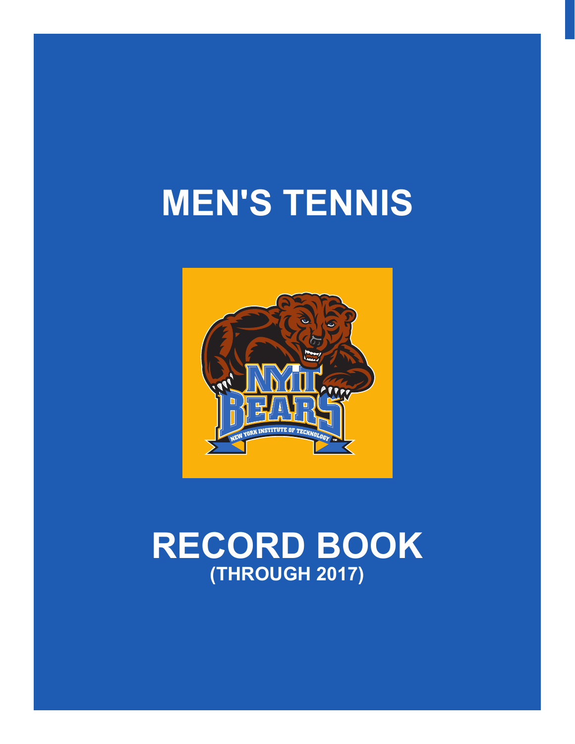# MEN'S TENNIS

# RECORD BOOK

## (THROUGH 2017)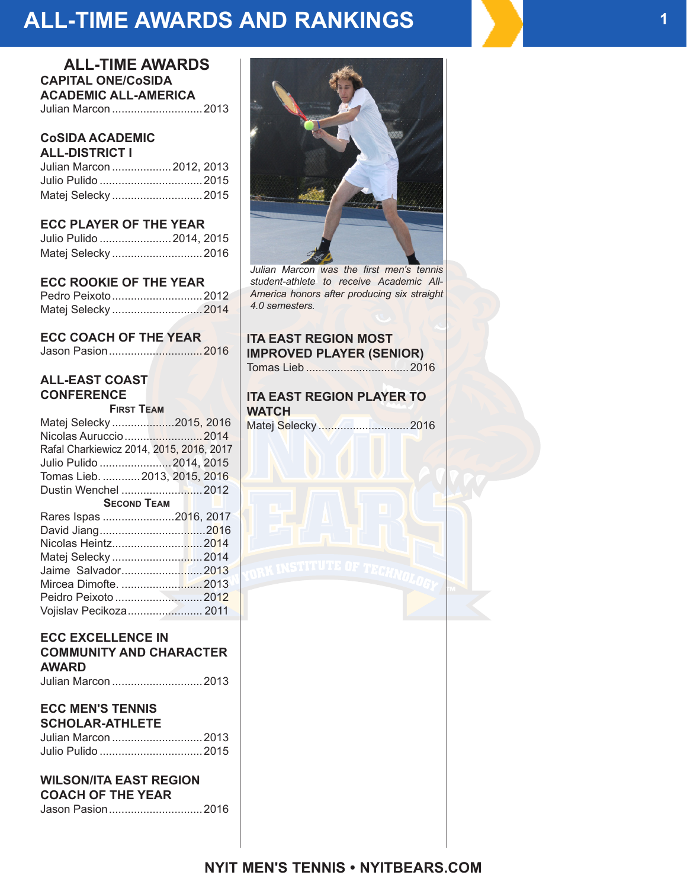# ALL-TIME AWARDS AND RANKINGS

## ALL-TIME AWARDS

### CAPITAL ONE/CoSIDA ACADEMIC ALL-AMERICA

Julian Marcon ............................ 2013

### CoSIDA ACADEMIC ALL-DISTRICT I

Julian Marcon .................. 2012, 2013
Julio Pulido ................................ 2015
Matej Selecky ............................ 2015

### ECC PLAYER OF THE YEAR

Julio Pulido ...................... 2014, 2015
Matej Selecky ............................ 2016

### ECC ROOKIE OF THE YEAR

Pedro Peixoto ............................ 2012
Matej Selecky ............................ 2014

### ECC COACH OF THE YEAR

Jason Pasion ............................. 2016

### ALL-EAST COAST CONFERENCE

**First Team**

Matej Selecky ................... 2015, 2016
Nicolas Auruccio ........................ 2014
Rafal Charkiewicz 2014, 2015, 2016, 2017
Julio Pulido ...................... 2014, 2015
Tomas Lieb. ........... 2013, 2015, 2016
Dustin Wenchel .......................... 2012

**Second Team**

Rares Ispas ...................... 2016, 2017
David Jiang ................................. 2016
Nicolas Heintz ............................ 2014
Matej Selecky ............................ 2014
Jaime Salvador ........................... 2013
Mircea Dimofte. ........................... 2013
Peidro Peixoto ............................ 2012
Vojislav Pecikoza ........................ 2011

### ECC EXCELLENCE IN COMMUNITY AND CHARACTER AWARD

Julian Marcon ............................ 2013

### ECC MEN'S TENNIS SCHOLAR-ATHLETE

Julian Marcon ............................ 2013
Julio Pulido ................................ 2015

### WILSON/ITA EAST REGION COACH OF THE YEAR

Jason Pasion ............................. 2016

*Julian Marcon was the first men's tennis student-athlete to receive Academic All-America honors after producing six straight 4.0 semesters.*

### ITA EAST REGION MOST IMPROVED PLAYER (SENIOR)

Tomas Lieb ................................ 2016

### ITA EAST REGION PLAYER TO WATCH

Matej Selecky ............................ 2016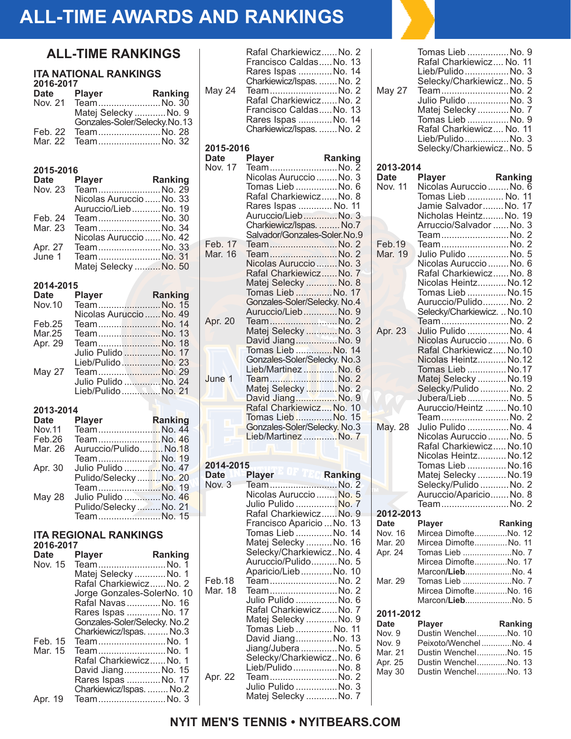# ALL-TIME AWARDS AND RANKINGS

## ALL-TIME RANKINGS

### ITA NATIONAL RANKINGS

**2016-2017**

| Date | Player | Ranking |
|---|---|---|
| Nov. 21 | Team | No. 30 |
| | Matej Selecky | No. 9 |
| | Gonzales-Soler/Selecky | No. 13 |
| Feb. 22 | Team | No. 28 |
| Mar. 22 | Team | No. 32 |

**2015-2016**

| Date | Player | Ranking |
|---|---|---|
| Nov. 23 | Team | No. 29 |
| | Nicolas Auruccio | No. 33 |
| | Auruccio/Lieb | No. 19 |
| Feb. 24 | Team | No. 30 |
| Mar. 23 | Team | No. 34 |
| | Nicolas Auruccio | No. 42 |
| Apr. 27 | Team | No. 33 |
| June 1 | Team | No. 31 |
| | Matej Selecky | No. 50 |

**2014-2015**

| Date | Player | Ranking |
|---|---|---|
| Nov.10 | Team | No. 15 |
| | Nicolas Auruccio | No. 49 |
| Feb.25 | Team | No. 14 |
| Mar.25 | Team | No. 13 |
| Apr. 29 | Team | No. 18 |
| | Julio Pulido | No. 17 |
| | Lieb/Pulido | No. 23 |
| May 27 | Team | No. 29 |
| | Julio Pulido | No. 24 |
| | Lieb/Pulido | No. 21 |

**2013-2014**

| Date | Player | Ranking |
|---|---|---|
| Nov.11 | Team | No. 44 |
| Feb.26 | Team | No. 46 |
| Mar. 26 | Auruccio/Pulido | No.18 |
| | Team | No. 19 |
| Apr. 30 | Julio Pulido | No. 47 |
| | Pulido/Selecky | No. 20 |
| | Team | No. 19 |
| May 28 | Julio Pulido | No. 46 |
| | Pulido/Selecky | No. 21 |
| | Team | No. 15 |

### ITA REGIONAL RANKINGS

**2016-2017**

| Date | Player | Ranking |
|---|---|---|
| Nov. 15 | Team | No. 1 |
| | Matej Selecky | No. 1 |
| | Rafal Charkiewicz | No. 1 |
| | Jorge Gonzales-Soler | No. 10 |
| | Rafal Navas | No. 16 |
| | Rares Ispas | No. 17 |
| | Gonzales-Soler/Selecky | No.2 |
| | Charkiewicz/Ispas. | No.3 |
| Feb. 15 | Team | No. 1 |
| Mar. 15 | Team | No. 1 |
| | Rafal Charkiewicz | No. 1 |
| | David Jiang | No. 15 |
| | Rares Ispas | No. 17 |
| | Charkiewicz/Ispas. | No.2 |
| Apr. 19 | Team | No. 3 |
| | Rafal Charkiewicz | No. 2 |
| | Francisco Caldas | No. 13 |
| | Rares Ispas | No. 14 |
| | Charkiewicz/Ispas. | No. 2 |
| May 24 | Team | No. 2 |
| | Rafal Charkiewicz | No. 2 |
| | Francisco Caldas | No. 13 |
| | Rares Ispas | No. 14 |
| | Charkiewicz/Ispas. | No. 2 |

**2015-2016**

| Date | Player | Ranking |
|---|---|---|
| Nov. 17 | Team | No. 2 |
| | Nicolas Auruccio | No. 3 |
| | Tomas Lieb | No. 6 |
| | Rafal Charkiewicz | No. 8 |
| | Rares Ispas | No. 11 |
| | Auruccio/Lieb | No. 3 |
| | Charkiewicz/Ispas. | No.7 |
| | Salvador/Gonzales-Soler | No.9 |
| Feb. 17 | Team | No. 2 |
| Mar. 16 | Team | No. 2 |
| | Nicolas Auruccio | No. 3 |
| | Rafal Charkiewicz | No. 7 |
| | Matej Selecky | No. 8 |
| | Tomas Lieb | No. 17 |
| | Gonzales-Soler/Selecky. | No.4 |
| | Auruccio/Lieb | No. 9 |
| Apr. 20 | Team | No. 2 |
| | Matej Selecky | No. 3 |
| | David Jiang | No. 9 |
| | Tomas Lieb | No. 14 |
| | Gonzales-Soler/Selecky. | No.3 |
| | Lieb/Martinez | No. 6 |
| June 1 | Team | No. 2 |
| | Matej Selecky | No. 2 |
| | David Jiang | No. 9 |
| | Rafal Charkiewicz | No. 10 |
| | Tomas Lieb | No. 15 |
| | Gonzales-Soler/Selecky. | No.3 |
| | Lieb/Martinez | No. 7 |

**2014-2015**

| Date | Player | Ranking |
|---|---|---|
| Nov. 3 | Team | No. 2 |
| | Nicolas Auruccio | No. 5 |
| | Julio Pulido | No. 7 |
| | Rafal Charkiewicz | No. 9 |
| | Francisco Aparicio | No. 13 |
| | Tomas Lieb | No. 14 |
| | Matej Selecky | No. 16 |
| | Selecky/Charkiewicz | No. 4 |
| | Auruccio/Pulido | No. 5 |
| | Aparicio/Lieb | No. 10 |
| Feb.18 | Team | No. 2 |
| Mar. 18 | Team | No. 2 |
| | Julio Pulido | No. 6 |
| | Rafal Charkiewicz | No. 7 |
| | Matej Selecky | No. 9 |
| | Tomas Lieb | No. 11 |
| | David Jiang | No. 13 |
| | Jiang/Jubera | No. 5 |
| | Selecky/Charkiewicz | No. 6 |
| | Lieb/Pulido | No. 8 |
| Apr. 22 | Team | No. 2 |
| | Julio Pulido | No. 3 |
| | Matej Selecky | No. 7 |
| | Tomas Lieb | No. 9 |
| | Rafal Charkiewicz | No. 11 |
| | Lieb/Pulido | No. 3 |
| | Selecky/Charkiewicz | No. 5 |
| May 27 | Team | No. 2 |
| | Julio Pulido | No. 3 |
| | Matej Selecky | No. 7 |
| | Tomas Lieb | No. 9 |
| | Rafal Charkiewicz | No. 11 |
| | Lieb/Pulido | No. 3 |
| | Selecky/Charkiewicz | No. 5 |

**2013-2014**

| Date | Player | Ranking |
|---|---|---|
| Nov. 11 | Nicolas Auruccio | No. 6 |
| | Tomas Lieb | No. 11 |
| | Jamie Salvador | No. 17 |
| | Nicholas Heintz | No. 19 |
| | Arruccio/Salvador | No. 3 |
| | Team | No. 2 |
| Feb.19 | Team | No. 2 |
| Mar. 19 | Julio Pulido | No. 5 |
| | Nicolas Auruccio | No. 6 |
| | Rafal Charkiewicz | No. 8 |
| | Nicolas Heintz | No.12 |
| | Tomas Lieb | No.15 |
| | Auruccio/Pulido | No. 2 |
| | Selecky/Charkiewicz. | No.10 |
| | Team | No. 2 |
| Apr. 23 | Julio Pulido | No. 4 |
| | Nicolas Auruccio | No. 6 |
| | Rafal Charkiewicz | No.10 |
| | Nicolas Heintz | No.12 |
| | Tomas Lieb | No.17 |
| | Matej Selecky | No.19 |
| | Selecky/Pulido | No. 2 |
| | Jubera/Lieb | No. 5 |
| | Auruccio/Heintz | No.10 |
| | Team | No. 2 |
| May. 28 | Julio Pulido | No. 4 |
| | Nicolas Auruccio | No. 5 |
| | Rafal Charkiewicz | No.10 |
| | Nicolas Heintz | No.12 |
| | Tomas Lieb | No.16 |
| | Matej Selecky | No.19 |
| | Selecky/Pulido | No. 2 |
| | Auruccio/Aparicio | No. 8 |
| | Team | No. 2 |

**2012-2013**

| Date | Player | Ranking |
|---|---|---|
| Nov. 16 | Mircea Dimofte | No. 12 |
| Mar. 20 | Mircea Dimofte | No. 11 |
| Apr. 24 | Tomas Lieb | No. 7 |
| | Mircea Dimofte | No. 17 |
| | Marcon/**Lieb** | No. 4 |
| Mar. 29 | Tomas Lieb | No. 7 |
| | Mircea Dimofte | No. 16 |
| | Marcon/**Lieb** | No. 5 |

**2011-2012**

| Date | Player | Ranking |
|---|---|---|
| Nov. 9 | Dustin Wenchel | No. 10 |
| Nov. 9 | Peixoto/Wenchel | No. 4 |
| Mar. 21 | Dustin Wenchel | No. 15 |
| Apr. 25 | Dustin Wenchel | No. 13 |
| May 30 | Dustin Wenchel | No. 13 |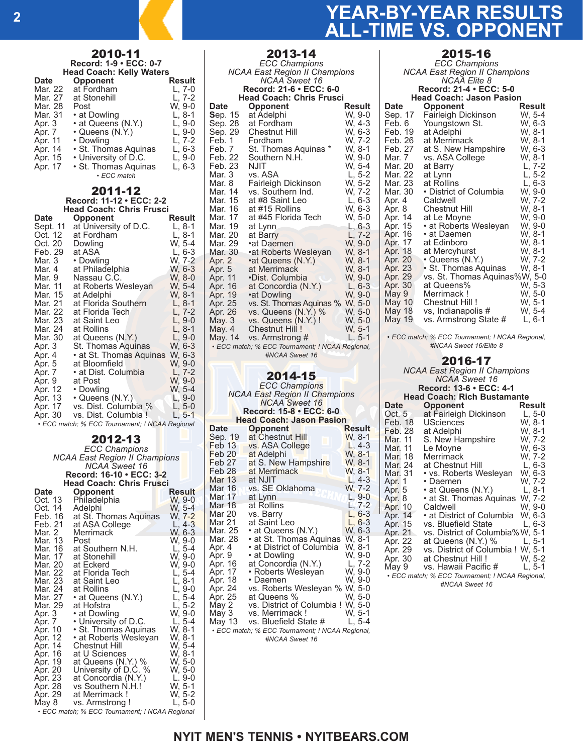# YEAR-BY-YEAR RESULTS
# ALL-TIME VS. OPPONENT

## 2010-11

**Record: 1-9 • ECC: 0-7**
**Head Coach: Kelly Waters**

| Date | Opponent | Result |
|---|---|---|
| Mar. 22 | at Fordham | L, 7-0 |
| Mar. 27 | at Stonehill | L, 7-2 |
| Mar. 28 | Post | W, 9-0 |
| Mar. 31 | • at Dowling | L, 8-1 |
| Apr. 3 | • at Queens (N.Y.) | L, 9-0 |
| Apr. 7 | • Queens (N.Y.) | L, 9-0 |
| Apr. 11 | • Dowling | L, 7-2 |
| Apr. 14 | • St. Thomas Aquinas | L, 6-3 |
| Apr. 15 | • University of D.C. | L, 9-0 |
| Apr. 17 | • St. Thomas Aquinas | L, 6-3 |

*• ECC match*

## 2011-12

**Record: 11-12 • ECC: 2-2**
**Head Coach: Chris Frusci**

| Date | Opponent | Result |
|---|---|---|
| Sept. 11 | at University of D.C. | L, 8-1 |
| Oct. 12 | at Fordham | L, 8-1 |
| Oct. 20 | Dowling | W, 5-4 |
| Feb. 29 | at ASA | L, 6-3 |
| Mar. 3 | • Dowling | W, 7-2 |
| Mar. 4 | at Philadelphia | W, 6-3 |
| Mar. 9 | Nassau C.C. | W, 8-0 |
| Mar. 11 | at Roberts Wesleyan | W, 5-4 |
| Mar. 15 | at Adelphi | W, 8-1 |
| Mar. 21 | at Florida Southern | L, 8-1 |
| Mar. 22 | at Florida Tech | L, 7-2 |
| Mar. 23 | at Saint Leo | L, 9-0 |
| Mar. 24 | at Rollins | L, 8-1 |
| Mar. 30 | at Queens (N.Y.) | L, 9-0 |
| Apr. 3 | St. Thomas Aquinas | W, 6-3 |
| Apr. 4 | • at St. Thomas Aquinas | W, 6-3 |
| Apr. 5 | at Bloomfield | W, 9-0 |
| Apr. 7 | • at Dist. Columbia | L, 7-2 |
| Apr. 9 | at Post | W, 9-0 |
| Apr. 12 | • Dowling | W, 5-4 |
| Apr. 13 | • Queens (N.Y.) | L, 9-0 |
| Apr. 17 | vs. Dist. Columbia % | L, 5-0 |
| Apr. 30 | vs. Dist. Columbia ! | L, 5-1 |

*• ECC match; % ECC Tournament; ! NCAA Regional*

## 2012-13

*ECC Champions*
*NCAA East Region II Champions*
*NCAA Sweet 16*
**Record: 16-10 • ECC: 3-2**
**Head Coach: Chris Frusci**

| Date | Opponent | Result |
|---|---|---|
| Oct. 13 | Philadelphia | W, 9-0 |
| Oct. 14 | Adelphi | W, 5-4 |
| Feb. 16 | at St. Thomas Aquinas | W, 7-2 |
| Feb. 21 | at ASA College | L, 4-3 |
| Mar. 2 | Merrimack | W, 6-3 |
| Mar. 13 | Post | W, 9-0 |
| Mar. 16 | at Southern N.H. | L, 5-4 |
| Mar. 17 | at Stonehill | W, 9-0 |
| Mar. 20 | at Eckerd | W, 9-0 |
| Mar. 22 | at Florida Tech | L, 5-4 |
| Mar. 23 | at Saint Leo | L, 8-1 |
| Mar. 24 | at Rollins | L, 9-0 |
| Mar. 27 | • at Queens (N.Y.) | L, 5-4 |
| Mar. 29 | at Hofstra | L, 5-2 |
| Apr. 3 | • at Dowling | W, 9-0 |
| Apr. 7 | • University of D.C. | L, 5-4 |
| Apr. 10 | • St. Thomas Aquinas | W, 8-1 |
| Apr. 12 | • at Roberts Wesleyan | W, 8-1 |
| Apr. 14 | Chestnut Hill | W, 5-4 |
| Apr. 16 | at U Sciences | W, 8-1 |
| Apr. 19 | at Queens (N.Y.) % | W, 5-0 |
| Apr. 20 | University of D.C. % | W, 5-0 |
| Apr. 23 | at Concordia (N.Y.) | L. 9-0 |
| Apr. 28 | vs Southern N.H.! | W, 5-1 |
| Apr. 29 | at Merrimack ! | W, 5-2 |
| May 8 | vs. Armstrong ! | L, 5-0 |

*• ECC match; % ECC Tournament; ! NCAA Regional*

## 2013-14

*ECC Champions*
*NCAA East Region II Champions*
*NCAA Sweet 16*
**Record: 21-6 • ECC: 6-0**
**Head Coach: Chris Frusci**

| Date | Opponent | Result |
|---|---|---|
| Sep. 15 | at Adelphi | W, 9-0 |
| Sep. 28 | at Fordham | W, 4-3 |
| Sep. 29 | Chestnut Hill | W, 6-3 |
| Feb. 1 | Fordham | W, 7-2 |
| Feb. 7 | St. Thomas Aquinas * | W, 8-1 |
| Feb. 22 | Southern N.H. | W, 9-0 |
| Feb. 23 | NJIT | W, 5-4 |
| Mar. 3 | vs. ASA | L, 5-2 |
| Mar. 8 | Fairleigh Dickinson | W, 5-2 |
| Mar. 14 | vs. Southern Ind. | W, 7-2 |
| Mar. 15 | at #8 Saint Leo | L, 6-3 |
| Mar. 16 | at #15 Rollins | W, 6-3 |
| Mar. 17 | at #45 Florida Tech | W, 5-0 |
| Mar. 19 | at Lynn | L, 6-3 |
| Mar. 20 | at Barry | L, 7-2 |
| Mar. 29 | •at Daemen | W, 9-0 |
| Mar. 30 | •at Roberts Wesleyan | W, 8-1 |
| Apr. 2 | •at Queens (N.Y.) | W, 8-1 |
| Apr. 5 | at Merrimack | W, 8-1 |
| Apr. 11 | •Dist. Columbia | W, 9-0 |
| Apr. 16 | at Concordia (N.Y.) | L, 6-3 |
| Apr. 19 | •at Dowling | W, 9-0 |
| Apr. 25 | vs. St. Thomas Aquinas % | W, 5-0 |
| Apr. 26 | vs. Queens (N.Y.) % | W, 5-0 |
| May. 3 | vs. Queens (N.Y.) ! | W, 5-0 |
| May. 4 | Chestnut Hill ! | W, 5-1 |
| May. 14 | vs. Armstrong # | L, 5-1 |

*• ECC match; % ECC Tournament; ! NCAA Regional, #NCAA Sweet 16*

## 2014-15

*ECC Champions*
*NCAA East Region II Champions*
*NCAA Sweet 16*
**Record: 15-8 • ECC: 6-0**
**Head Coach: Jason Pasion**

| Date | Opponent | Result |
|---|---|---|
| Sep. 19 | at Chestnut Hill | W, 8-1 |
| Feb 13 | vs. ASA College | L, 4-3 |
| Feb 20 | at Adelphi | W, 8-1 |
| Feb 27 | at S. New Hampshire | W, 8-1 |
| Feb 28 | at Merrimack | W, 8-1 |
| Mar 13 | at NJIT | L, 4-3 |
| Mar 16 | vs. SE Oklahoma | W, 7-2 |
| Mar 17 | at Lynn | L, 9-0 |
| Mar 18 | at Rollins | L, 7-2 |
| Mar 20 | vs. Barry | L, 6-3 |
| Mar 21 | at Saint Leo | L, 6-3 |
| Mar. 25 | • at Queens (N.Y.) | W, 6-3 |
| Mar. 28 | • at St. Thomas Aquinas | W, 8-1 |
| Apr. 4 | • at District of Columbia | W, 8-1 |
| Apr. 9 | • at Dowling | W, 9-0 |
| Apr. 16 | at Concordia (N.Y.) | L, 7-2 |
| Apr. 17 | • Roberts Wesleyan | W, 9-0 |
| Apr. 18 | • Daemen | W, 9-0 |
| Apr. 24 | vs. Roberts Wesleyan % | W, 5-0 |
| Apr. 25 | at Queens % | W, 5-0 |
| May 2 | vs. District of Columbia ! | W, 5-0 |
| May 3 | vs. Merrimack ! | W, 5-1 |
| May 13 | vs. Bluefield State # | L, 5-4 |

*• ECC match; % ECC Tournament; ! NCAA Regional, #NCAA Sweet 16*

## 2015-16

*ECC Champions*
*NCAA East Region II Champions*
*NCAA Elite 8*
**Record: 21-4 • ECC: 5-0**
**Head Coach: Jason Pasion**

| Date | Opponent | Result |
|---|---|---|
| Sep. 17 | Fairleigh Dickinson | W, 5-4 |
| Feb. 6 | Youngstown St. | W, 6-3 |
| Feb. 19 | at Adelphi | W, 8-1 |
| Feb. 26 | at Merrimack | W, 8-1 |
| Feb. 27 | at S. New Hampshire | W, 6-3 |
| Mar. 7 | vs. ASA College | W, 8-1 |
| Mar. 20 | at Barry | L, 7-2 |
| Mar. 22 | at Lynn | L, 5-2 |
| Mar. 23 | at Rollins | L, 6-3 |
| Mar. 30 | • District of Columbia | W, 9-0 |
| Apr. 4 | Caldwell | W, 7-2 |
| Apr. 8 | Chestnut Hill | W, 8-1 |
| Apr. 14 | at Le Moyne | W, 9-0 |
| Apr. 15 | • at Roberts Wesleyan | W, 9-0 |
| Apr. 16 | • at Daemen | W, 8-1 |
| Apr. 17 | at Edinboro | W, 8-1 |
| Apr. 18 | at Mercyhurst | W, 8-1 |
| Apr. 20 | • Queens (N.Y.) | W, 7-2 |
| Apr. 23 | • St. Thomas Aquinas | W, 8-1 |
| Apr. 29 | vs. St. Thomas Aquinas% | W, 5-0 |
| Apr. 30 | at Queens% | W, 5-3 |
| May 9 | Merrimack ! | W, 5-0 |
| May 10 | Chestnut Hill ! | W, 5-1 |
| May 18 | vs, Indianapolis # | W, 5-4 |
| May 19 | vs. Armstrong State # | L, 6-1 |

*• ECC match; % ECC Tournament; ! NCAA Regional, #NCAA Sweet 16/Elite 8*

## 2016-17

*NCAA East Region II Champions*
*NCAA Sweet 16*
**Record: 13-6 • ECC: 4-1**
**Head Coach: Rich Bustamante**

| Date | Opponent | Result |
|---|---|---|
| Oct. 5 | at Fairleigh Dickinson | L, 5-0 |
| Feb. 18 | USciences | W, 8-1 |
| Feb. 28 | at Adelphi | W, 8-1 |
| Mar. 11 | S. New Hampshire | W, 7-2 |
| Mar. 11 | Le Moyne | W, 6-3 |
| Mar. 18 | Merrimack | W, 7-2 |
| Mar. 24 | at Chestnut Hill | L, 6-3 |
| Mar. 31 | • vs. Roberts Wesleyan | W, 6-3 |
| Apr. 1 | • Daemen | W, 7-2 |
| Apr. 5 | • at Queens (N.Y.) | L, 8-1 |
| Apr. 8 | • at St. Thomas Aquinas | W, 7-2 |
| Apr. 10 | Caldwell | W, 9-0 |
| Apr. 14 | • at District of Columbia | W, 6-3 |
| Apr. 15 | vs. Bluefield State | L, 6-3 |
| Apr. 21 | vs. District of Columbia% | W, 5-1 |
| Apr. 22 | at Queens (N.Y.) % | L, 5-1 |
| Apr. 29 | vs. District of Columbia ! | W, 5-1 |
| Apr. 30 | at Chestnut Hill ! | W, 5-2 |
| May 9 | vs. Hawaii Pacific # | L, 5-1 |

*• ECC match; % ECC Tournament; ! NCAA Regional, #NCAA Sweet 16*

**NYIT MEN'S TENNIS • NYITBEARS.COM**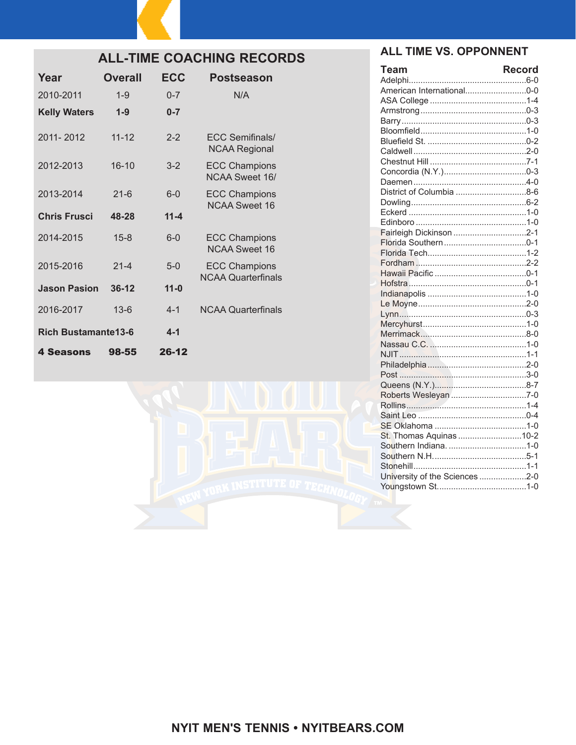## ALL-TIME COACHING RECORDS

| Year | Overall | ECC | Postseason |
|---|---|---|---|
| 2010-2011 | 1-9 | 0-7 | N/A |
| **Kelly Waters** | **1-9** | **0-7** | |
| 2011- 2012 | 11-12 | 2-2 | ECC Semifinals/ NCAA Regional |
| 2012-2013 | 16-10 | 3-2 | ECC Champions NCAA Sweet 16/ |
| 2013-2014 | 21-6 | 6-0 | ECC Champions NCAA Sweet 16 |
| **Chris Frusci** | **48-28** | **11-4** | |
| 2014-2015 | 15-8 | 6-0 | ECC Champions NCAA Sweet 16 |
| 2015-2016 | 21-4 | 5-0 | ECC Champions NCAA Quarterfinals |
| **Jason Pasion** | **36-12** | **11-0** | |
| 2016-2017 | 13-6 | 4-1 | NCAA Quarterfinals |
| **Rich Bustamante** | **13-6** | **4-1** | |
| **4 Seasons** | **98-55** | **26-12** | |

## ALL TIME VS. OPPONNENT

| Team | Record |
|---|---|
| Adelphi | 6-0 |
| American International | 0-0 |
| ASA College | 1-4 |
| Armstrong | 0-3 |
| Barry | 0-3 |
| Bloomfield | 1-0 |
| Bluefield St. | 0-2 |
| Caldwell | 2-0 |
| Chestnut Hill | 7-1 |
| Concordia (N.Y.) | 0-3 |
| Daemen | 4-0 |
| District of Columbia | 8-6 |
| Dowling | 6-2 |
| Eckerd | 1-0 |
| Edinboro | 1-0 |
| Fairleigh Dickinson | 2-1 |
| Florida Southern | 0-1 |
| Florida Tech | 1-2 |
| Fordham | 2-2 |
| Hawaii Pacific | 0-1 |
| Hofstra | 0-1 |
| Indianapolis | 1-0 |
| Le Moyne | 2-0 |
| Lynn | 0-3 |
| Mercyhurst | 1-0 |
| Merrimack | 8-0 |
| Nassau C.C. | 1-0 |
| NJIT | 1-1 |
| Philadelphia | 2-0 |
| Post | 3-0 |
| Queens (N.Y.) | 8-7 |
| Roberts Wesleyan | 7-0 |
| Rollins | 1-4 |
| Saint Leo | 0-4 |
| SE Oklahoma | 1-0 |
| St. Thomas Aquinas | 10-2 |
| Southern Indiana. | 1-0 |
| Southern N.H. | 5-1 |
| Stonehill | 1-1 |
| University of the Sciences | 2-0 |
| Youngstown St. | 1-0 |